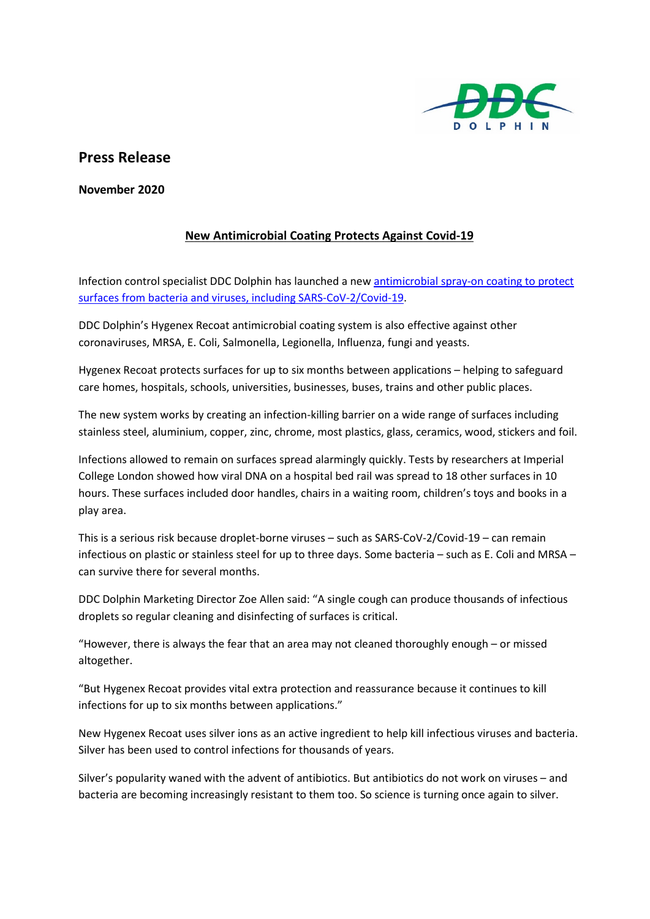DDC DOLPHIN

# Press Release

**November 2020**

## New Antimicrobial Coating Protects Against Covid-19

Infection control specialist DDC Dolphin has launched a new [antimicrobial spray-on coating to protect surfaces from bacteria and viruses, including SARS-CoV-2/Covid-19]().

DDC Dolphin's Hygenex Recoat antimicrobial coating system is also effective against other coronaviruses, MRSA, E. Coli, Salmonella, Legionella, Influenza, fungi and yeasts.

Hygenex Recoat protects surfaces for up to six months between applications – helping to safeguard care homes, hospitals, schools, universities, businesses, buses, trains and other public places.

The new system works by creating an infection-killing barrier on a wide range of surfaces including stainless steel, aluminium, copper, zinc, chrome, most plastics, glass, ceramics, wood, stickers and foil.

Infections allowed to remain on surfaces spread alarmingly quickly. Tests by researchers at Imperial College London showed how viral DNA on a hospital bed rail was spread to 18 other surfaces in 10 hours. These surfaces included door handles, chairs in a waiting room, children's toys and books in a play area.

This is a serious risk because droplet-borne viruses – such as SARS-CoV-2/Covid-19 – can remain infectious on plastic or stainless steel for up to three days. Some bacteria – such as E. Coli and MRSA – can survive there for several months.

DDC Dolphin Marketing Director Zoe Allen said: "A single cough can produce thousands of infectious droplets so regular cleaning and disinfecting of surfaces is critical.

"However, there is always the fear that an area may not cleaned thoroughly enough – or missed altogether.

"But Hygenex Recoat provides vital extra protection and reassurance because it continues to kill infections for up to six months between applications."

New Hygenex Recoat uses silver ions as an active ingredient to help kill infectious viruses and bacteria. Silver has been used to control infections for thousands of years.

Silver's popularity waned with the advent of antibiotics. But antibiotics do not work on viruses – and bacteria are becoming increasingly resistant to them too. So science is turning once again to silver.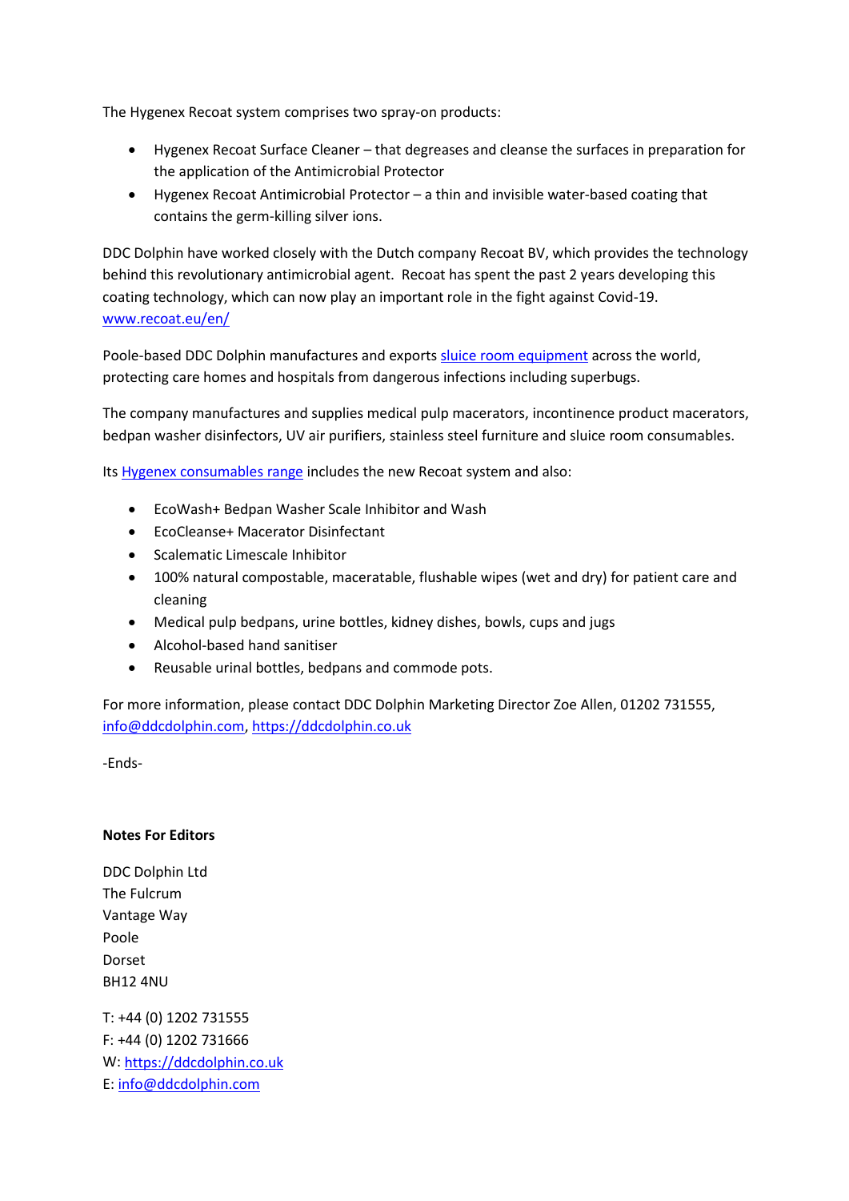The Hygenex Recoat system comprises two spray-on products:

- Hygenex Recoat Surface Cleaner – that degreases and cleanse the surfaces in preparation for the application of the Antimicrobial Protector
- Hygenex Recoat Antimicrobial Protector – a thin and invisible water-based coating that contains the germ-killing silver ions.

DDC Dolphin have worked closely with the Dutch company Recoat BV, which provides the technology behind this revolutionary antimicrobial agent. Recoat has spent the past 2 years developing this coating technology, which can now play an important role in the fight against Covid-19. www.recoat.eu/en/

Poole-based DDC Dolphin manufactures and exports sluice room equipment across the world, protecting care homes and hospitals from dangerous infections including superbugs.

The company manufactures and supplies medical pulp macerators, incontinence product macerators, bedpan washer disinfectors, UV air purifiers, stainless steel furniture and sluice room consumables.

Its Hygenex consumables range includes the new Recoat system and also:

- EcoWash+ Bedpan Washer Scale Inhibitor and Wash
- EcoCleanse+ Macerator Disinfectant
- Scalematic Limescale Inhibitor
- 100% natural compostable, maceratable, flushable wipes (wet and dry) for patient care and cleaning
- Medical pulp bedpans, urine bottles, kidney dishes, bowls, cups and jugs
- Alcohol-based hand sanitiser
- Reusable urinal bottles, bedpans and commode pots.

For more information, please contact DDC Dolphin Marketing Director Zoe Allen, 01202 731555, info@ddcdolphin.com, https://ddcdolphin.co.uk

-Ends-

**Notes For Editors**

DDC Dolphin Ltd
The Fulcrum
Vantage Way
Poole
Dorset
BH12 4NU

T: +44 (0) 1202 731555
F: +44 (0) 1202 731666
W: https://ddcdolphin.co.uk
E: info@ddcdolphin.com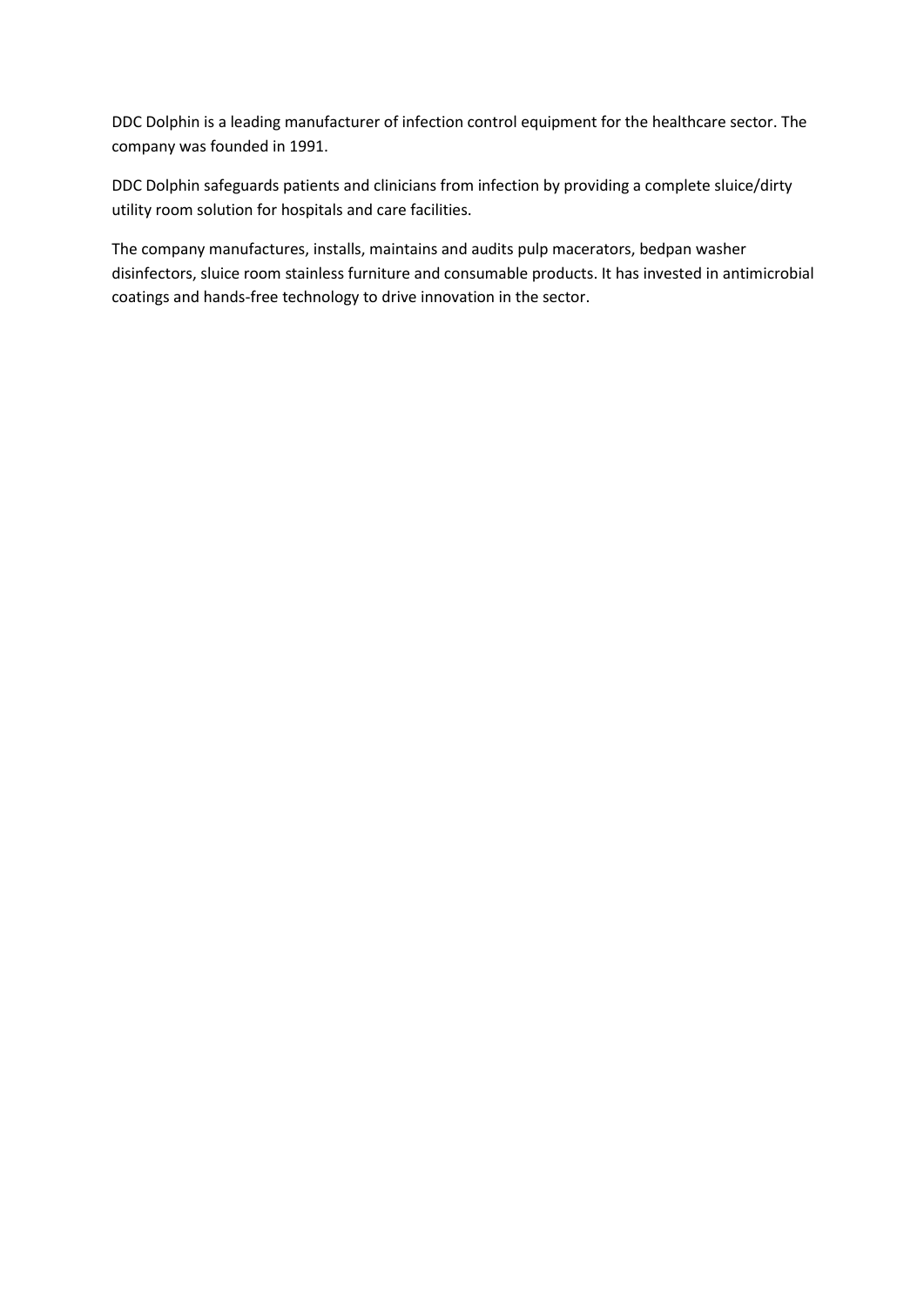DDC Dolphin is a leading manufacturer of infection control equipment for the healthcare sector. The company was founded in 1991.

DDC Dolphin safeguards patients and clinicians from infection by providing a complete sluice/dirty utility room solution for hospitals and care facilities.

The company manufactures, installs, maintains and audits pulp macerators, bedpan washer disinfectors, sluice room stainless furniture and consumable products. It has invested in antimicrobial coatings and hands-free technology to drive innovation in the sector.